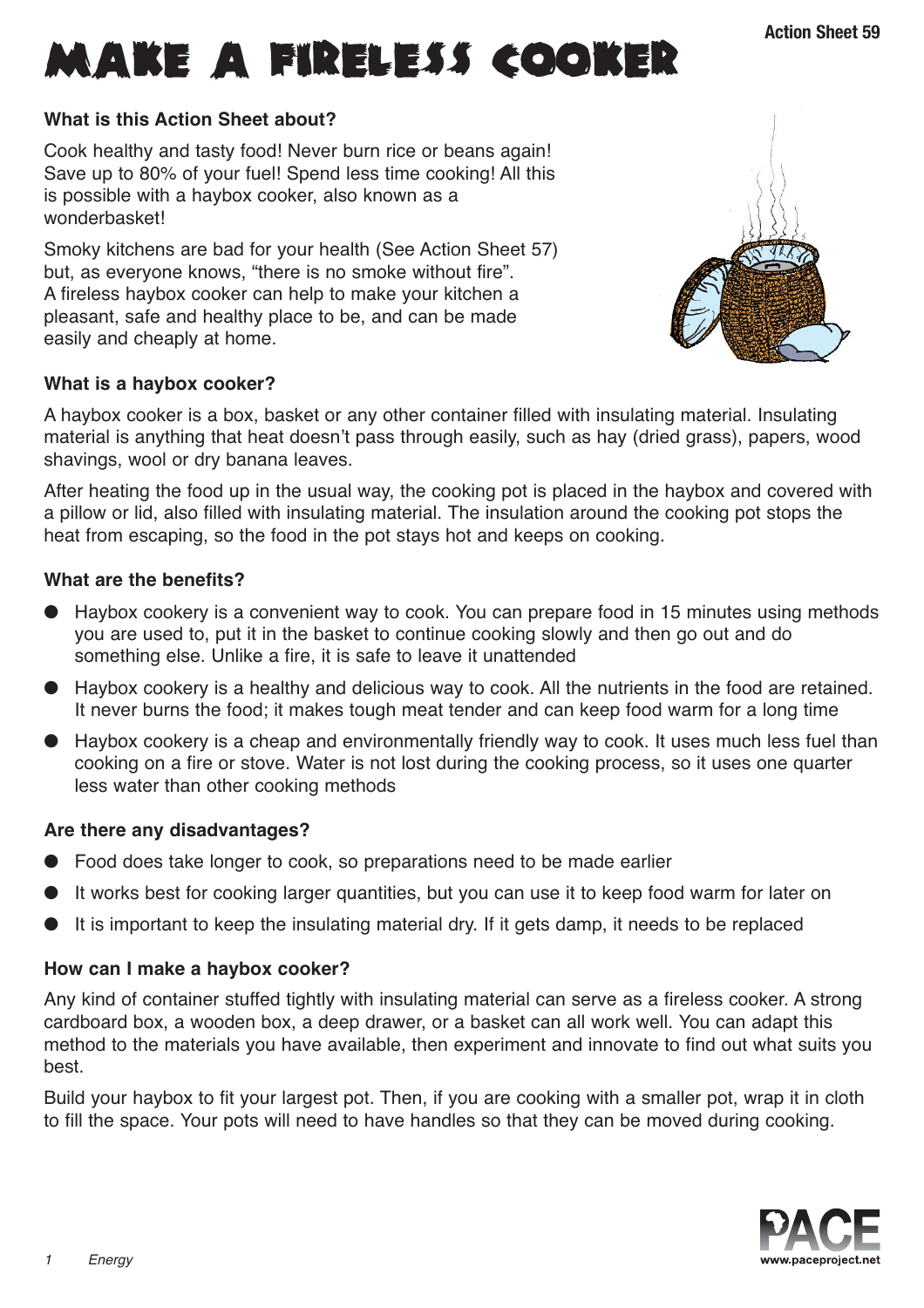# MAKE A FIRELESS COOKER

**Action Sheet 59**

### What is this Action Sheet about?

Cook healthy and tasty food! Never burn rice or beans again! Save up to 80% of your fuel! Spend less time cooking! All this is possible with a haybox cooker, also known as a wonderbasket!

Smoky kitchens are bad for your health (See Action Sheet 57) but, as everyone knows, "there is no smoke without fire". A fireless haybox cooker can help to make your kitchen a pleasant, safe and healthy place to be, and can be made easily and cheaply at home.

### What is a haybox cooker?

A haybox cooker is a box, basket or any other container filled with insulating material. Insulating material is anything that heat doesn't pass through easily, such as hay (dried grass), papers, wood shavings, wool or dry banana leaves.

After heating the food up in the usual way, the cooking pot is placed in the haybox and covered with a pillow or lid, also filled with insulating material. The insulation around the cooking pot stops the heat from escaping, so the food in the pot stays hot and keeps on cooking.

### What are the benefits?

- Haybox cookery is a convenient way to cook. You can prepare food in 15 minutes using methods you are used to, put it in the basket to continue cooking slowly and then go out and do something else. Unlike a fire, it is safe to leave it unattended
- Haybox cookery is a healthy and delicious way to cook. All the nutrients in the food are retained. It never burns the food; it makes tough meat tender and can keep food warm for a long time
- Haybox cookery is a cheap and environmentally friendly way to cook. It uses much less fuel than cooking on a fire or stove. Water is not lost during the cooking process, so it uses one quarter less water than other cooking methods

### Are there any disadvantages?

- Food does take longer to cook, so preparations need to be made earlier
- It works best for cooking larger quantities, but you can use it to keep food warm for later on
- It is important to keep the insulating material dry. If it gets damp, it needs to be replaced

### How can I make a haybox cooker?

Any kind of container stuffed tightly with insulating material can serve as a fireless cooker. A strong cardboard box, a wooden box, a deep drawer, or a basket can all work well. You can adapt this method to the materials you have available, then experiment and innovate to find out what suits you best.

Build your haybox to fit your largest pot. Then, if you are cooking with a smaller pot, wrap it in cloth to fill the space. Your pots will need to have handles so that they can be moved during cooking.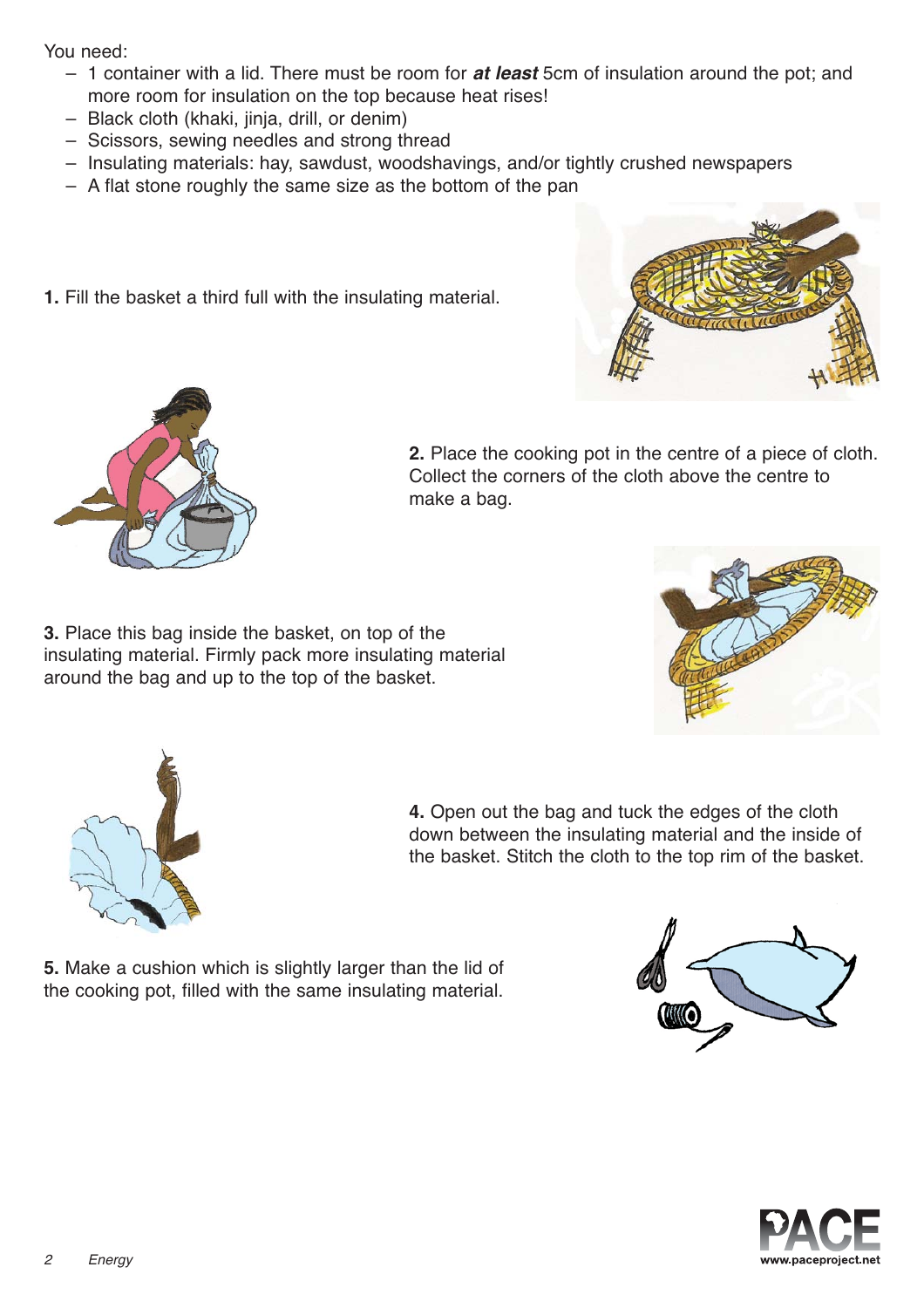You need:

- 1 container with a lid. There must be room for ***at least*** 5cm of insulation around the pot; and more room for insulation on the top because heat rises!
- Black cloth (khaki, jinja, drill, or denim)
- Scissors, sewing needles and strong thread
- Insulating materials: hay, sawdust, woodshavings, and/or tightly crushed newspapers
- A flat stone roughly the same size as the bottom of the pan

**1.** Fill the basket a third full with the insulating material.

**2.** Place the cooking pot in the centre of a piece of cloth. Collect the corners of the cloth above the centre to make a bag.

**3.** Place this bag inside the basket, on top of the insulating material. Firmly pack more insulating material around the bag and up to the top of the basket.

**4.** Open out the bag and tuck the edges of the cloth down between the insulating material and the inside of the basket. Stitch the cloth to the top rim of the basket.

**5.** Make a cushion which is slightly larger than the lid of the cooking pot, filled with the same insulating material.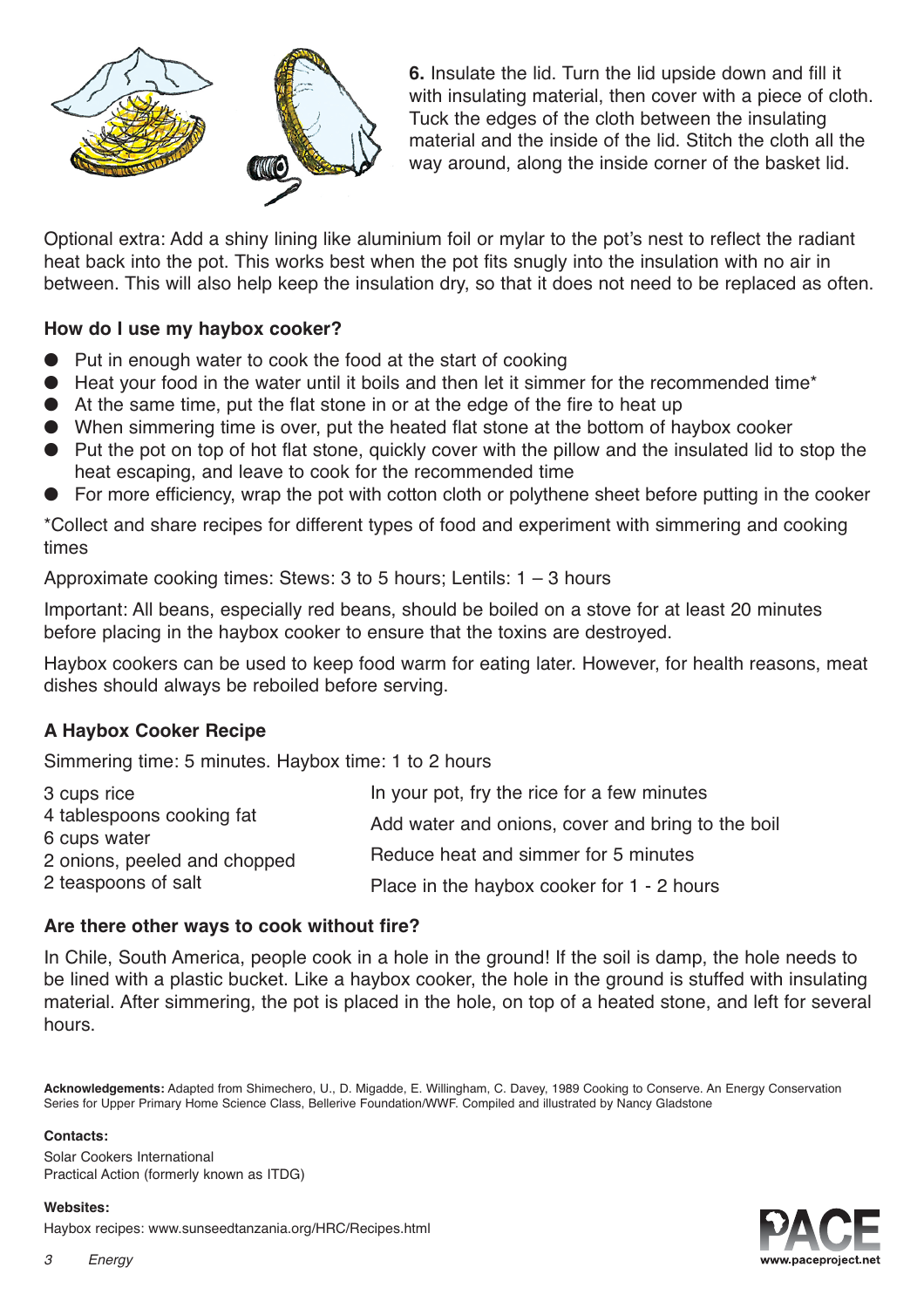**6.** Insulate the lid. Turn the lid upside down and fill it with insulating material, then cover with a piece of cloth. Tuck the edges of the cloth between the insulating material and the inside of the lid. Stitch the cloth all the way around, along the inside corner of the basket lid.

Optional extra: Add a shiny lining like aluminium foil or mylar to the pot's nest to reflect the radiant heat back into the pot. This works best when the pot fits snugly into the insulation with no air in between. This will also help keep the insulation dry, so that it does not need to be replaced as often.

### How do I use my haybox cooker?

- Put in enough water to cook the food at the start of cooking
- Heat your food in the water until it boils and then let it simmer for the recommended time*
- At the same time, put the flat stone in or at the edge of the fire to heat up
- When simmering time is over, put the heated flat stone at the bottom of haybox cooker
- Put the pot on top of hot flat stone, quickly cover with the pillow and the insulated lid to stop the heat escaping, and leave to cook for the recommended time
- For more efficiency, wrap the pot with cotton cloth or polythene sheet before putting in the cooker

*Collect and share recipes for different types of food and experiment with simmering and cooking times

Approximate cooking times: Stews: 3 to 5 hours; Lentils: 1 – 3 hours

Important: All beans, especially red beans, should be boiled on a stove for at least 20 minutes before placing in the haybox cooker to ensure that the toxins are destroyed.

Haybox cookers can be used to keep food warm for eating later. However, for health reasons, meat dishes should always be reboiled before serving.

### A Haybox Cooker Recipe

Simmering time: 5 minutes. Haybox time: 1 to 2 hours

| | |
|---|---|
| 3 cups rice | In your pot, fry the rice for a few minutes |
| 4 tablespoons cooking fat | Add water and onions, cover and bring to the boil |
| 6 cups water | Reduce heat and simmer for 5 minutes |
| 2 onions, peeled and chopped | Place in the haybox cooker for 1 - 2 hours |
| 2 teaspoons of salt | |

### Are there other ways to cook without fire?

In Chile, South America, people cook in a hole in the ground! If the soil is damp, the hole needs to be lined with a plastic bucket. Like a haybox cooker, the hole in the ground is stuffed with insulating material. After simmering, the pot is placed in the hole, on top of a heated stone, and left for several hours.

**Acknowledgements:** Adapted from Shimechero, U., D. Migadde, E. Willingham, C. Davey, 1989 Cooking to Conserve. An Energy Conservation Series for Upper Primary Home Science Class, Bellerive Foundation/WWF. Compiled and illustrated by Nancy Gladstone

**Contacts:**

Solar Cookers International
Practical Action (formerly known as ITDG)

**Websites:**

Haybox recipes: www.sunseedtanzania.org/HRC/Recipes.html

PACE
www.paceproject.net